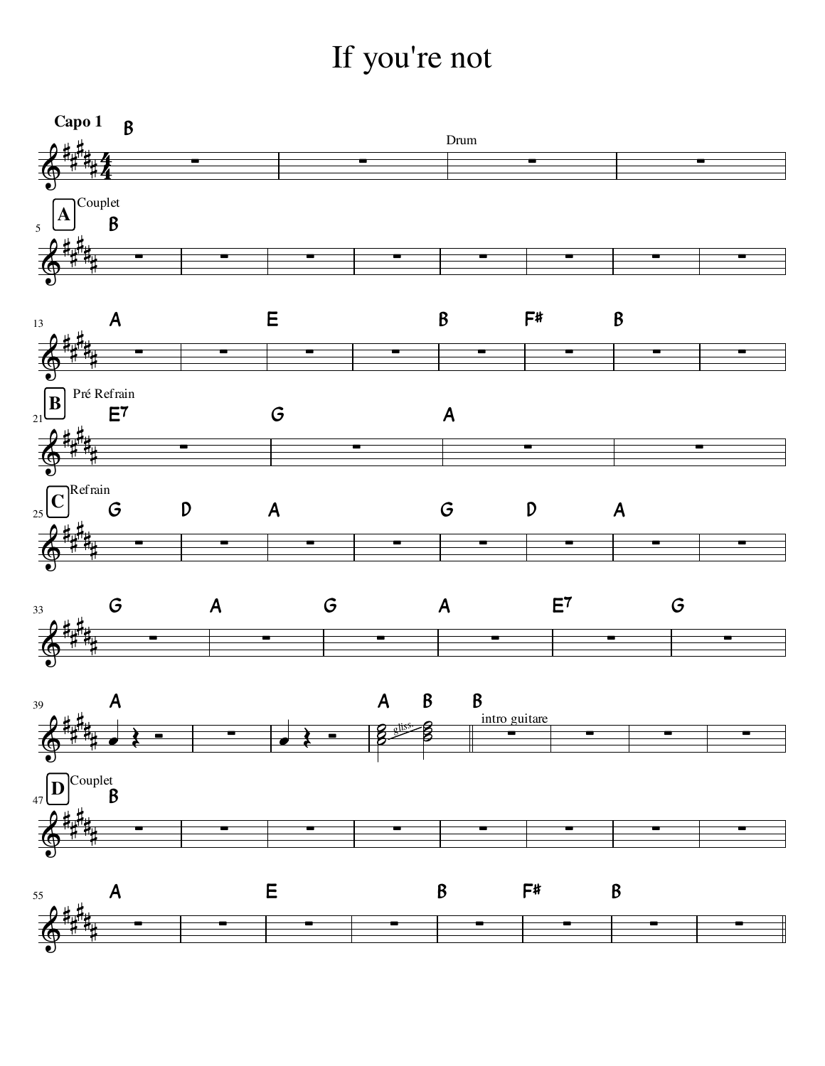# If you're not

**Capo 1**

B | | Drum | |

**A** Couplet

5: B | | | | | | | |

13: A | | E | | B | F# | B | |

**B** Pré Refrain

21: E7 | G | A | |

**C** Refrain

25: G | D | A | | G | D | A | |

33: G | A | G | A | E7 | G |

39: A | | | A B (gliss.) || B intro guitare | | | |

**D** Couplet

47: B | | | | | | | |

55: A | | E | | B | F# | B | ||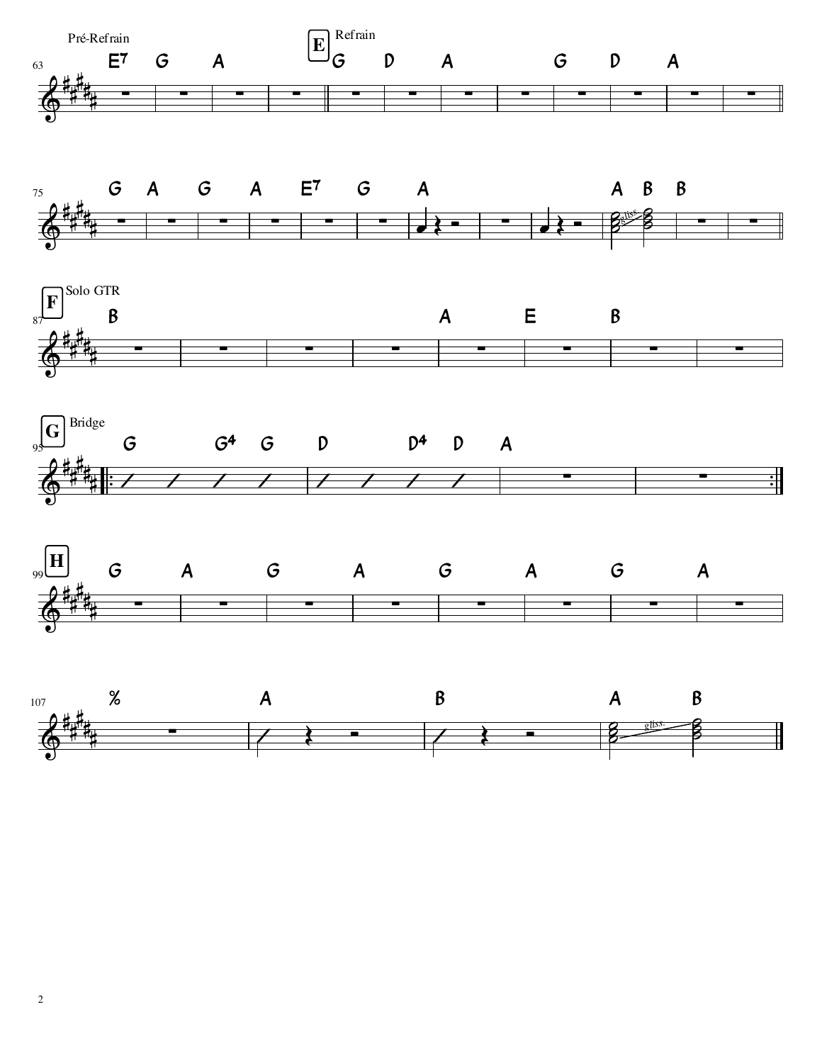Pré-Refrain

E Refrain

F Solo GTR

G Bridge

H